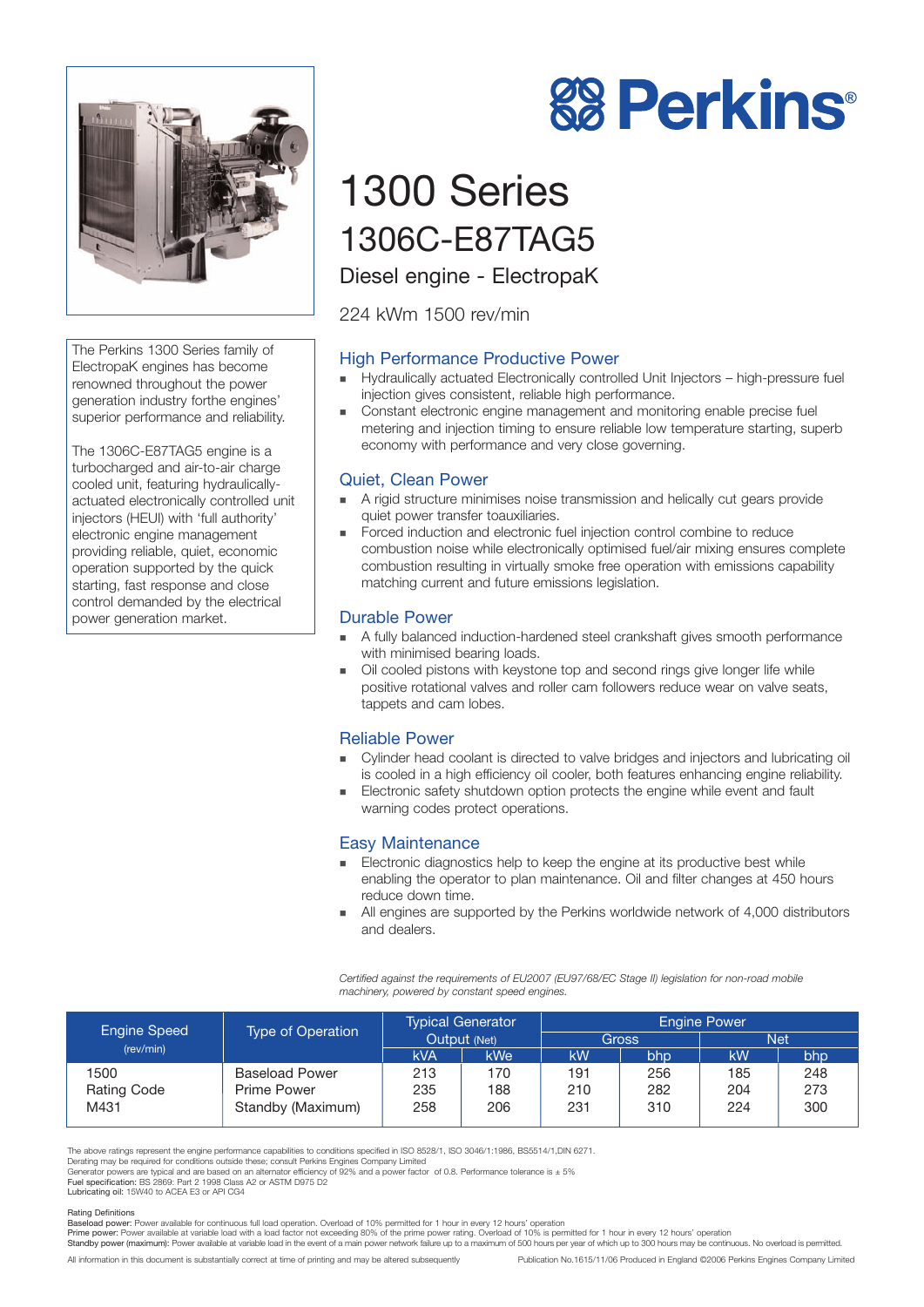# Perkins®

# 1300 Series

## 1306C-E87TAG5

### Diesel engine - ElectropaK

224 kWm 1500 rev/min

The Perkins 1300 Series family of ElectropaK engines has become renowned throughout the power generation industry forthe engines' superior performance and reliability.

The 1306C-E87TAG5 engine is a turbocharged and air-to-air charge cooled unit, featuring hydraulically-actuated electronically controlled unit injectors (HEUI) with 'full authority' electronic engine management providing reliable, quiet, economic operation supported by the quick starting, fast response and close control demanded by the electrical power generation market.

### High Performance Productive Power

- Hydraulically actuated Electronically controlled Unit Injectors – high-pressure fuel injection gives consistent, reliable high performance.
- Constant electronic engine management and monitoring enable precise fuel metering and injection timing to ensure reliable low temperature starting, superb economy with performance and very close governing.

### Quiet, Clean Power

- A rigid structure minimises noise transmission and helically cut gears provide quiet power transfer toauxiliaries.
- Forced induction and electronic fuel injection control combine to reduce combustion noise while electronically optimised fuel/air mixing ensures complete combustion resulting in virtually smoke free operation with emissions capability matching current and future emissions legislation.

### Durable Power

- A fully balanced induction-hardened steel crankshaft gives smooth performance with minimised bearing loads.
- Oil cooled pistons with keystone top and second rings give longer life while positive rotational valves and roller cam followers reduce wear on valve seats, tappets and cam lobes.

### Reliable Power

- Cylinder head coolant is directed to valve bridges and injectors and lubricating oil is cooled in a high efficiency oil cooler, both features enhancing engine reliability.
- Electronic safety shutdown option protects the engine while event and fault warning codes protect operations.

### Easy Maintenance

- Electronic diagnostics help to keep the engine at its productive best while enabling the operator to plan maintenance. Oil and filter changes at 450 hours reduce down time.
- All engines are supported by the Perkins worldwide network of 4,000 distributors and dealers.

*Certified against the requirements of EU2007 (EU97/68/EC Stage II) legislation for non-road mobile machinery, powered by constant speed engines.*

| Engine Speed (rev/min) | Type of Operation | Typical Generator Output (Net) | | Engine Power | | | |
|---|---|---|---|---|---|---|---|
| | | | | Gross | | Net | |
| | | kVA | kWe | kW | bhp | kW | bhp |
| 1500 | Baseload Power | 213 | 170 | 191 | 256 | 185 | 248 |
| Rating Code | Prime Power | 235 | 188 | 210 | 282 | 204 | 273 |
| M431 | Standby (Maximum) | 258 | 206 | 231 | 310 | 224 | 300 |

The above ratings represent the engine performance capabilities to conditions specified in ISO 8528/1, ISO 3046/1:1986, BS5514/1,DIN 6271.
Derating may be required for conditions outside these; consult Perkins Engines Company Limited
Generator powers are typical and are based on an alternator efficiency of 92% and a power factor of 0.8. Performance tolerance is ± 5%
**Fuel specification:** BS 2869: Part 2 1998 Class A2 or ASTM D975 D2
**Lubricating oil:** 15W40 to ACEA E3 or API CG4

Rating Definitions
**Baseload power:** Power available for continuous full load operation. Overload of 10% permitted for 1 hour in every 12 hours' operation
**Prime power:** Power available at variable load with a load factor not exceeding 80% of the prime power rating. Overload of 10% is permitted for 1 hour in every 12 hours' operation
**Standby power (maximum):** Power available at variable load in the event of a main power network failure up to a maximum of 500 hours per year of which up to 300 hours may be continuous. No overload is permitted.

All information in this document is substantially correct at time of printing and may be altered subsequently

Publication No.1615/11/06 Produced in England ©2006 Perkins Engines Company Limited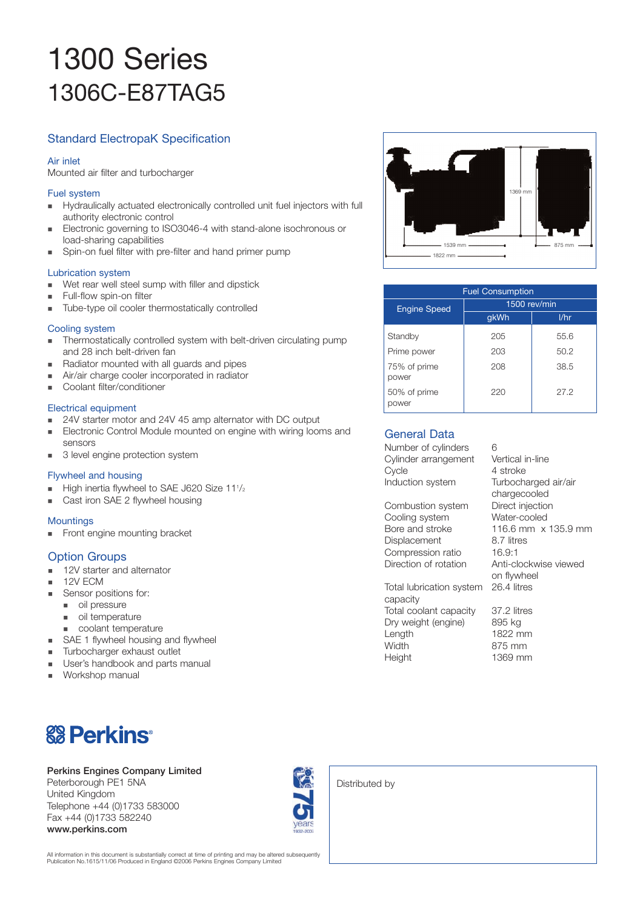# 1300 Series

# 1306C-E87TAG5

## Standard ElectropaK Specification

### Air inlet

Mounted air filter and turbocharger

### Fuel system

- Hydraulically actuated electronically controlled unit fuel injectors with full authority electronic control
- Electronic governing to ISO3046-4 with stand-alone isochronous or load-sharing capabilities
- Spin-on fuel filter with pre-filter and hand primer pump

### Lubrication system

- Wet rear well steel sump with filler and dipstick
- Full-flow spin-on filter
- Tube-type oil cooler thermostatically controlled

### Cooling system

- Thermostatically controlled system with belt-driven circulating pump and 28 inch belt-driven fan
- Radiator mounted with all guards and pipes
- Air/air charge cooler incorporated in radiator
- Coolant filter/conditioner

### Electrical equipment

- 24V starter motor and 24V 45 amp alternator with DC output
- Electronic Control Module mounted on engine with wiring looms and sensors
- 3 level engine protection system

### Flywheel and housing

- High inertia flywheel to SAE J620 Size 11½
- Cast iron SAE 2 flywheel housing

### Mountings

- Front engine mounting bracket

## Option Groups

- 12V starter and alternator
- 12V ECM
- Sensor positions for:
  - oil pressure
  - oil temperature
  - coolant temperature
- SAE 1 flywheel housing and flywheel
- Turbocharger exhaust outlet
- User's handbook and parts manual
- Workshop manual

1369 mm
1539 mm
875 mm
1822 mm

| Fuel Consumption | | |
|---|---|---|
| Engine Speed | 1500 rev/min | |
| | gkWh | l/hr |
| Standby | 205 | 55.6 |
| Prime power | 203 | 50.2 |
| 75% of prime power | 208 | 38.5 |
| 50% of prime power | 220 | 27.2 |

## General Data

| | |
|---|---|
| Number of cylinders | 6 |
| Cylinder arrangement | Vertical in-line |
| Cycle | 4 stroke |
| Induction system | Turbocharged air/air chargecooled |
| Combustion system | Direct injection |
| Cooling system | Water-cooled |
| Bore and stroke | 116.6 mm x 135.9 mm |
| Displacement | 8.7 litres |
| Compression ratio | 16.9:1 |
| Direction of rotation | Anti-clockwise viewed on flywheel |
| Total lubrication system capacity | 26.4 litres |
| Total coolant capacity | 37.2 litres |
| Dry weight (engine) | 895 kg |
| Length | 1822 mm |
| Width | 875 mm |
| Height | 1369 mm |

**Perkins**

**Perkins Engines Company Limited**
Peterborough PE1 5NA
United Kingdom
Telephone +44 (0)1733 583000
Fax +44 (0)1733 582240
**www.perkins.com**

75 years 1932-2007

Distributed by

All information in this document is substantially correct at time of printing and may be altered subsequently
Publication No.1615/11/06 Produced in England ©2006 Perkins Engines Company Limited